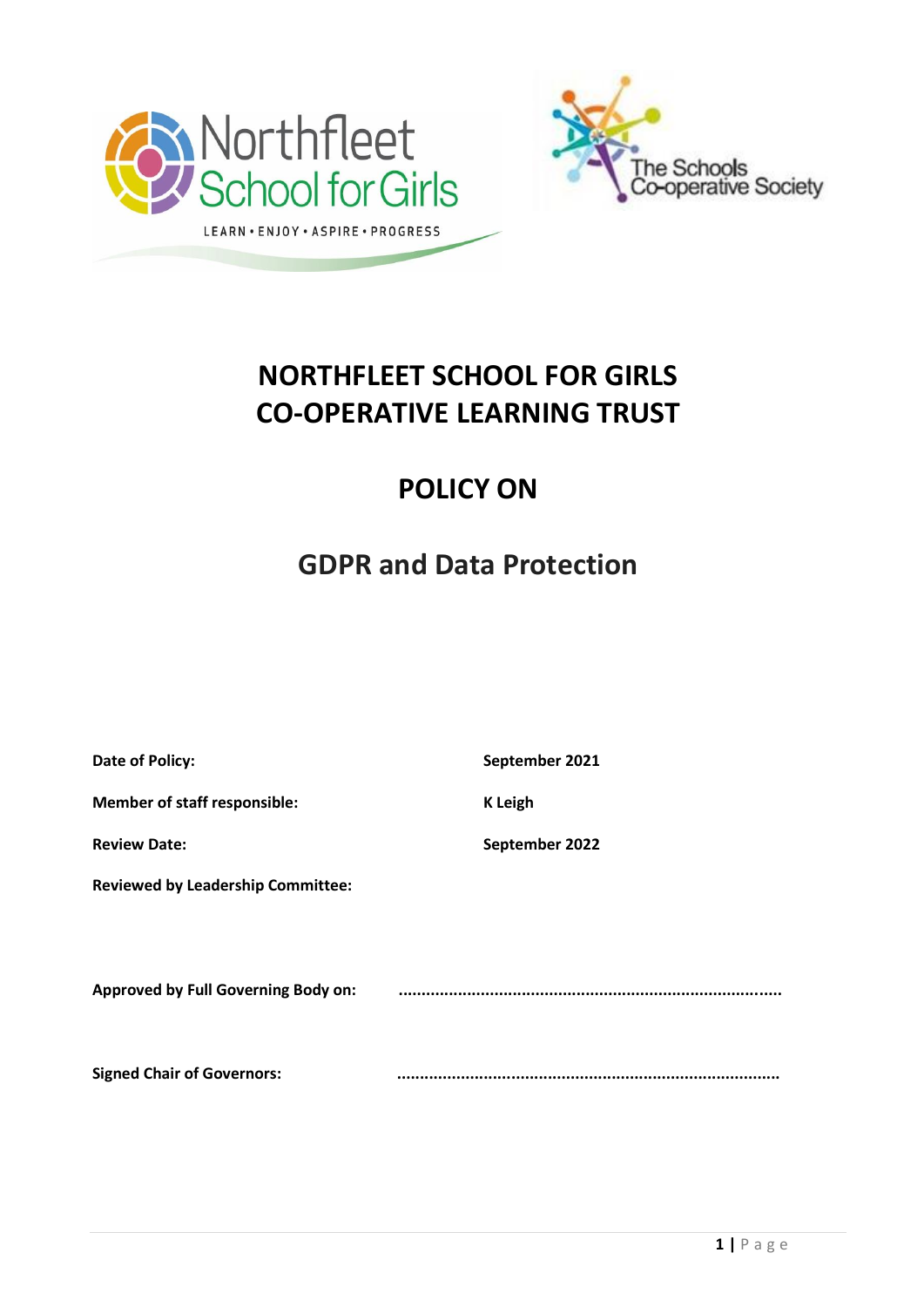# NORTHFLEET SCHOOL FOR GIRLS
# CO-OPERATIVE LEARNING TRUST

## POLICY ON

## GDPR and Data Protection

| | |
|---|---|
| **Date of Policy:** | **September 2021** |
| **Member of staff responsible:** | **K Leigh** |
| **Review Date:** | **September 2022** |
| **Reviewed by Leadership Committee:** | |

**Approved by Full Governing Body on:** ..................................................................................

**Signed Chair of Governors:** ..................................................................................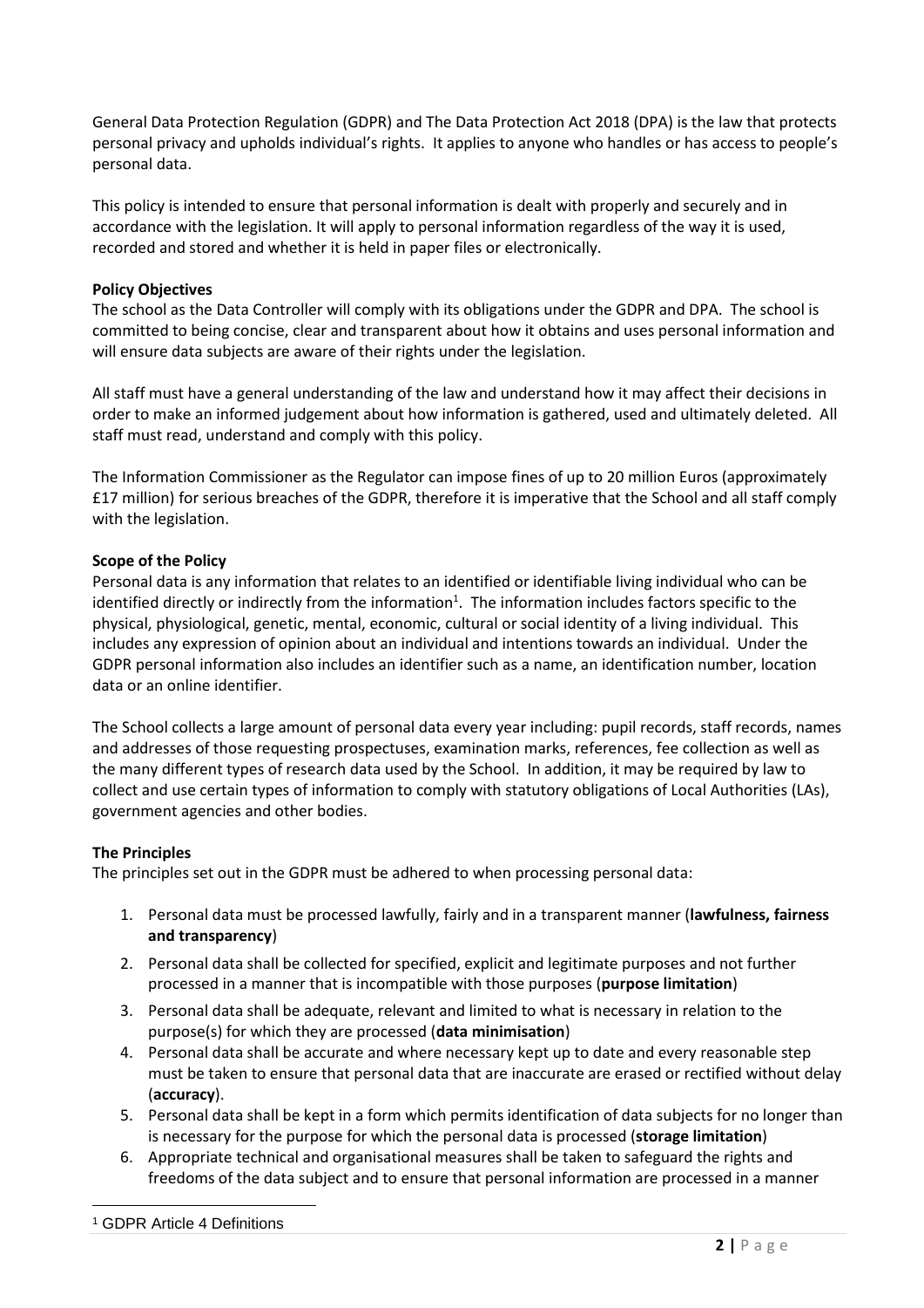General Data Protection Regulation (GDPR) and The Data Protection Act 2018 (DPA) is the law that protects personal privacy and upholds individual's rights. It applies to anyone who handles or has access to people's personal data.

This policy is intended to ensure that personal information is dealt with properly and securely and in accordance with the legislation. It will apply to personal information regardless of the way it is used, recorded and stored and whether it is held in paper files or electronically.

**Policy Objectives**

The school as the Data Controller will comply with its obligations under the GDPR and DPA. The school is committed to being concise, clear and transparent about how it obtains and uses personal information and will ensure data subjects are aware of their rights under the legislation.

All staff must have a general understanding of the law and understand how it may affect their decisions in order to make an informed judgement about how information is gathered, used and ultimately deleted. All staff must read, understand and comply with this policy.

The Information Commissioner as the Regulator can impose fines of up to 20 million Euros (approximately £17 million) for serious breaches of the GDPR, therefore it is imperative that the School and all staff comply with the legislation.

**Scope of the Policy**

Personal data is any information that relates to an identified or identifiable living individual who can be identified directly or indirectly from the information[1]. The information includes factors specific to the physical, physiological, genetic, mental, economic, cultural or social identity of a living individual. This includes any expression of opinion about an individual and intentions towards an individual. Under the GDPR personal information also includes an identifier such as a name, an identification number, location data or an online identifier.

The School collects a large amount of personal data every year including: pupil records, staff records, names and addresses of those requesting prospectuses, examination marks, references, fee collection as well as the many different types of research data used by the School. In addition, it may be required by law to collect and use certain types of information to comply with statutory obligations of Local Authorities (LAs), government agencies and other bodies.

**The Principles**

The principles set out in the GDPR must be adhered to when processing personal data:

1. Personal data must be processed lawfully, fairly and in a transparent manner (**lawfulness, fairness and transparency**)
2. Personal data shall be collected for specified, explicit and legitimate purposes and not further processed in a manner that is incompatible with those purposes (**purpose limitation**)
3. Personal data shall be adequate, relevant and limited to what is necessary in relation to the purpose(s) for which they are processed (**data minimisation**)
4. Personal data shall be accurate and where necessary kept up to date and every reasonable step must be taken to ensure that personal data that are inaccurate are erased or rectified without delay (**accuracy**).
5. Personal data shall be kept in a form which permits identification of data subjects for no longer than is necessary for the purpose for which the personal data is processed (**storage limitation**)
6. Appropriate technical and organisational measures shall be taken to safeguard the rights and freedoms of the data subject and to ensure that personal information are processed in a manner

[1] GDPR Article 4 Definitions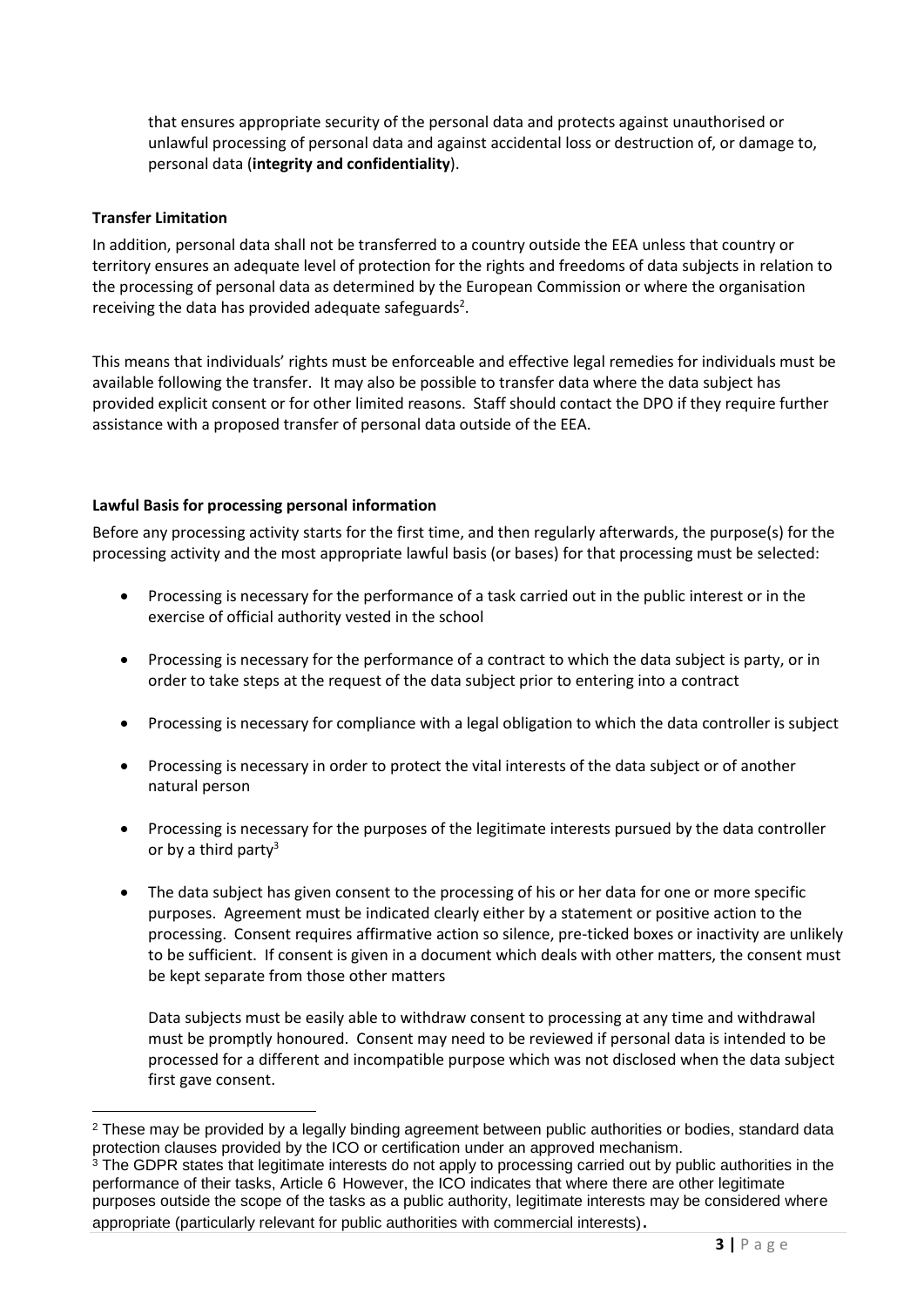that ensures appropriate security of the personal data and protects against unauthorised or unlawful processing of personal data and against accidental loss or destruction of, or damage to, personal data (**integrity and confidentiality**).

**Transfer Limitation**

In addition, personal data shall not be transferred to a country outside the EEA unless that country or territory ensures an adequate level of protection for the rights and freedoms of data subjects in relation to the processing of personal data as determined by the European Commission or where the organisation receiving the data has provided adequate safeguards[2].

This means that individuals' rights must be enforceable and effective legal remedies for individuals must be available following the transfer. It may also be possible to transfer data where the data subject has provided explicit consent or for other limited reasons. Staff should contact the DPO if they require further assistance with a proposed transfer of personal data outside of the EEA.

**Lawful Basis for processing personal information**

Before any processing activity starts for the first time, and then regularly afterwards, the purpose(s) for the processing activity and the most appropriate lawful basis (or bases) for that processing must be selected:

- Processing is necessary for the performance of a task carried out in the public interest or in the exercise of official authority vested in the school
- Processing is necessary for the performance of a contract to which the data subject is party, or in order to take steps at the request of the data subject prior to entering into a contract
- Processing is necessary for compliance with a legal obligation to which the data controller is subject
- Processing is necessary in order to protect the vital interests of the data subject or of another natural person
- Processing is necessary for the purposes of the legitimate interests pursued by the data controller or by a third party[3]
- The data subject has given consent to the processing of his or her data for one or more specific purposes. Agreement must be indicated clearly either by a statement or positive action to the processing. Consent requires affirmative action so silence, pre-ticked boxes or inactivity are unlikely to be sufficient. If consent is given in a document which deals with other matters, the consent must be kept separate from those other matters

  Data subjects must be easily able to withdraw consent to processing at any time and withdrawal must be promptly honoured. Consent may need to be reviewed if personal data is intended to be processed for a different and incompatible purpose which was not disclosed when the data subject first gave consent.

---

[2] These may be provided by a legally binding agreement between public authorities or bodies, standard data protection clauses provided by the ICO or certification under an approved mechanism.

[3] The GDPR states that legitimate interests do not apply to processing carried out by public authorities in the performance of their tasks, Article 6 However, the ICO indicates that where there are other legitimate purposes outside the scope of the tasks as a public authority, legitimate interests may be considered where appropriate (particularly relevant for public authorities with commercial interests).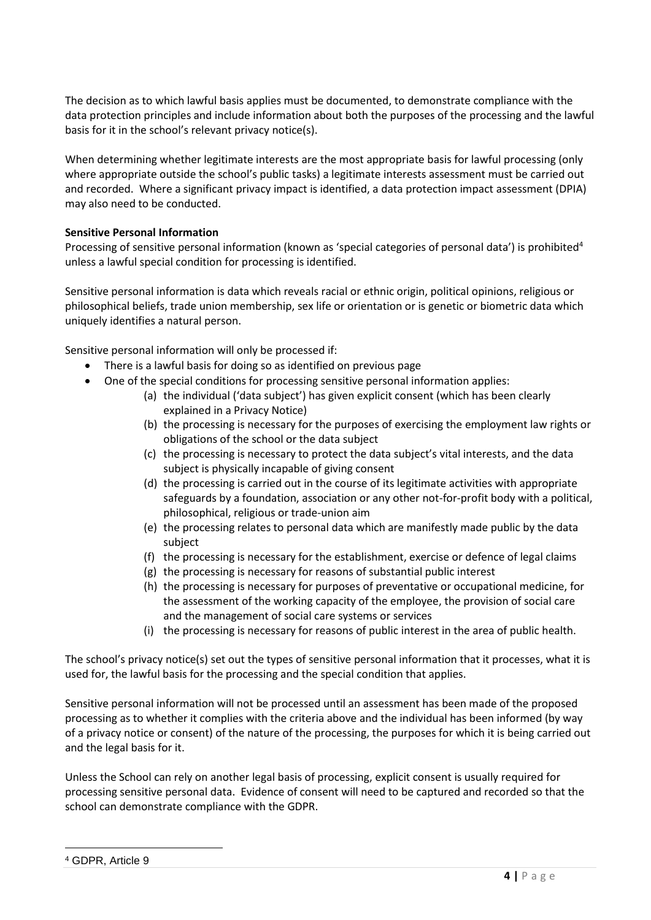The decision as to which lawful basis applies must be documented, to demonstrate compliance with the data protection principles and include information about both the purposes of the processing and the lawful basis for it in the school's relevant privacy notice(s).

When determining whether legitimate interests are the most appropriate basis for lawful processing (only where appropriate outside the school's public tasks) a legitimate interests assessment must be carried out and recorded. Where a significant privacy impact is identified, a data protection impact assessment (DPIA) may also need to be conducted.

**Sensitive Personal Information**

Processing of sensitive personal information (known as 'special categories of personal data') is prohibited[4] unless a lawful special condition for processing is identified.

Sensitive personal information is data which reveals racial or ethnic origin, political opinions, religious or philosophical beliefs, trade union membership, sex life or orientation or is genetic or biometric data which uniquely identifies a natural person.

Sensitive personal information will only be processed if:

- There is a lawful basis for doing so as identified on previous page
- One of the special conditions for processing sensitive personal information applies:
    - (a) the individual ('data subject') has given explicit consent (which has been clearly explained in a Privacy Notice)
    - (b) the processing is necessary for the purposes of exercising the employment law rights or obligations of the school or the data subject
    - (c) the processing is necessary to protect the data subject's vital interests, and the data subject is physically incapable of giving consent
    - (d) the processing is carried out in the course of its legitimate activities with appropriate safeguards by a foundation, association or any other not-for-profit body with a political, philosophical, religious or trade-union aim
    - (e) the processing relates to personal data which are manifestly made public by the data subject
    - (f) the processing is necessary for the establishment, exercise or defence of legal claims
    - (g) the processing is necessary for reasons of substantial public interest
    - (h) the processing is necessary for purposes of preventative or occupational medicine, for the assessment of the working capacity of the employee, the provision of social care and the management of social care systems or services
    - (i) the processing is necessary for reasons of public interest in the area of public health.

The school's privacy notice(s) set out the types of sensitive personal information that it processes, what it is used for, the lawful basis for the processing and the special condition that applies.

Sensitive personal information will not be processed until an assessment has been made of the proposed processing as to whether it complies with the criteria above and the individual has been informed (by way of a privacy notice or consent) of the nature of the processing, the purposes for which it is being carried out and the legal basis for it.

Unless the School can rely on another legal basis of processing, explicit consent is usually required for processing sensitive personal data. Evidence of consent will need to be captured and recorded so that the school can demonstrate compliance with the GDPR.

[4] GDPR, Article 9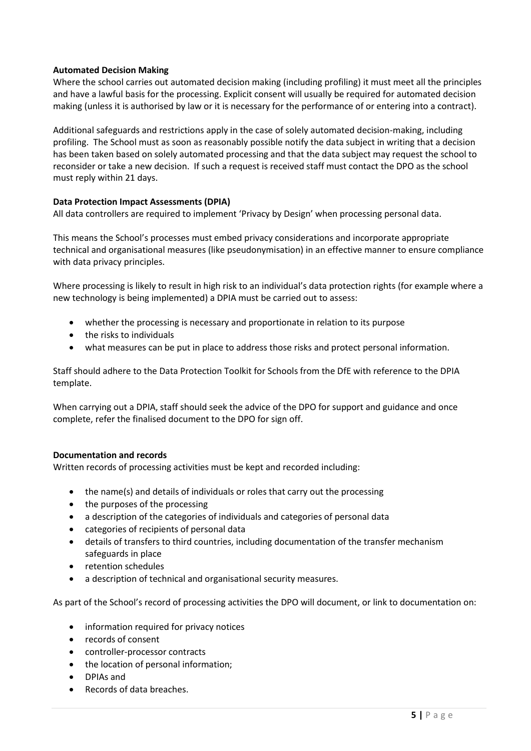**Automated Decision Making**

Where the school carries out automated decision making (including profiling) it must meet all the principles and have a lawful basis for the processing. Explicit consent will usually be required for automated decision making (unless it is authorised by law or it is necessary for the performance of or entering into a contract).

Additional safeguards and restrictions apply in the case of solely automated decision-making, including profiling. The School must as soon as reasonably possible notify the data subject in writing that a decision has been taken based on solely automated processing and that the data subject may request the school to reconsider or take a new decision. If such a request is received staff must contact the DPO as the school must reply within 21 days.

**Data Protection Impact Assessments (DPIA)**

All data controllers are required to implement 'Privacy by Design' when processing personal data.

This means the School's processes must embed privacy considerations and incorporate appropriate technical and organisational measures (like pseudonymisation) in an effective manner to ensure compliance with data privacy principles.

Where processing is likely to result in high risk to an individual's data protection rights (for example where a new technology is being implemented) a DPIA must be carried out to assess:

- whether the processing is necessary and proportionate in relation to its purpose
- the risks to individuals
- what measures can be put in place to address those risks and protect personal information.

Staff should adhere to the Data Protection Toolkit for Schools from the DfE with reference to the DPIA template.

When carrying out a DPIA, staff should seek the advice of the DPO for support and guidance and once complete, refer the finalised document to the DPO for sign off.

**Documentation and records**

Written records of processing activities must be kept and recorded including:

- the name(s) and details of individuals or roles that carry out the processing
- the purposes of the processing
- a description of the categories of individuals and categories of personal data
- categories of recipients of personal data
- details of transfers to third countries, including documentation of the transfer mechanism safeguards in place
- retention schedules
- a description of technical and organisational security measures.

As part of the School's record of processing activities the DPO will document, or link to documentation on:

- information required for privacy notices
- records of consent
- controller-processor contracts
- the location of personal information;
- DPIAs and
- Records of data breaches.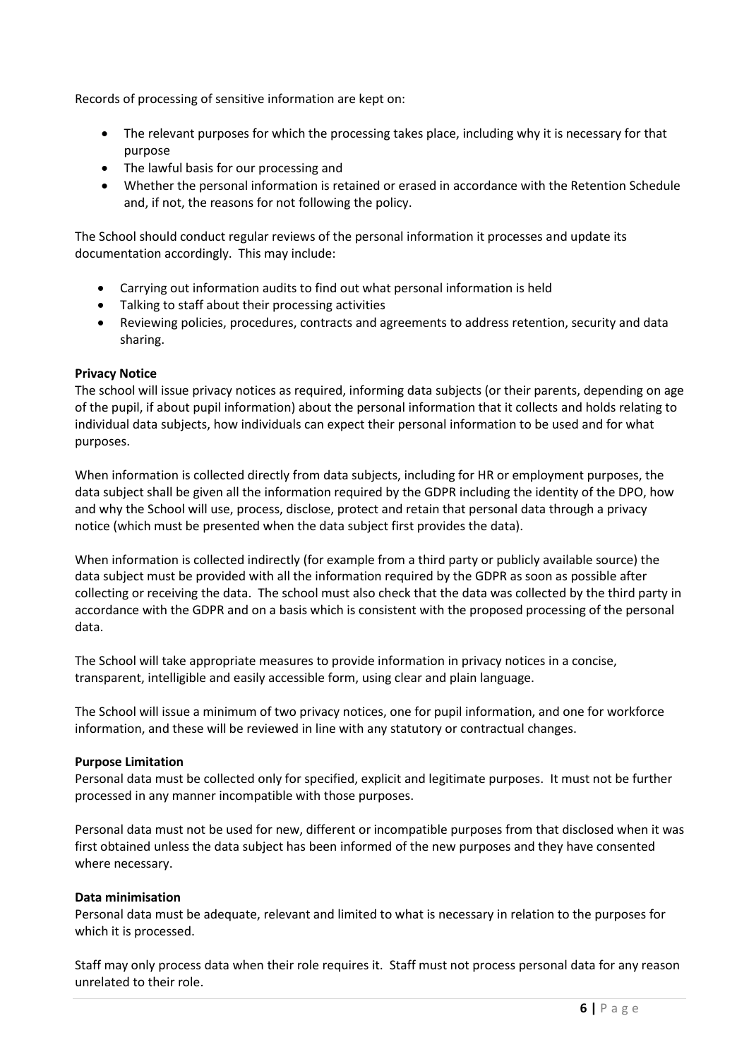Records of processing of sensitive information are kept on:

- The relevant purposes for which the processing takes place, including why it is necessary for that purpose
- The lawful basis for our processing and
- Whether the personal information is retained or erased in accordance with the Retention Schedule and, if not, the reasons for not following the policy.

The School should conduct regular reviews of the personal information it processes and update its documentation accordingly. This may include:

- Carrying out information audits to find out what personal information is held
- Talking to staff about their processing activities
- Reviewing policies, procedures, contracts and agreements to address retention, security and data sharing.

**Privacy Notice**

The school will issue privacy notices as required, informing data subjects (or their parents, depending on age of the pupil, if about pupil information) about the personal information that it collects and holds relating to individual data subjects, how individuals can expect their personal information to be used and for what purposes.

When information is collected directly from data subjects, including for HR or employment purposes, the data subject shall be given all the information required by the GDPR including the identity of the DPO, how and why the School will use, process, disclose, protect and retain that personal data through a privacy notice (which must be presented when the data subject first provides the data).

When information is collected indirectly (for example from a third party or publicly available source) the data subject must be provided with all the information required by the GDPR as soon as possible after collecting or receiving the data. The school must also check that the data was collected by the third party in accordance with the GDPR and on a basis which is consistent with the proposed processing of the personal data.

The School will take appropriate measures to provide information in privacy notices in a concise, transparent, intelligible and easily accessible form, using clear and plain language.

The School will issue a minimum of two privacy notices, one for pupil information, and one for workforce information, and these will be reviewed in line with any statutory or contractual changes.

**Purpose Limitation**

Personal data must be collected only for specified, explicit and legitimate purposes. It must not be further processed in any manner incompatible with those purposes.

Personal data must not be used for new, different or incompatible purposes from that disclosed when it was first obtained unless the data subject has been informed of the new purposes and they have consented where necessary.

**Data minimisation**

Personal data must be adequate, relevant and limited to what is necessary in relation to the purposes for which it is processed.

Staff may only process data when their role requires it. Staff must not process personal data for any reason unrelated to their role.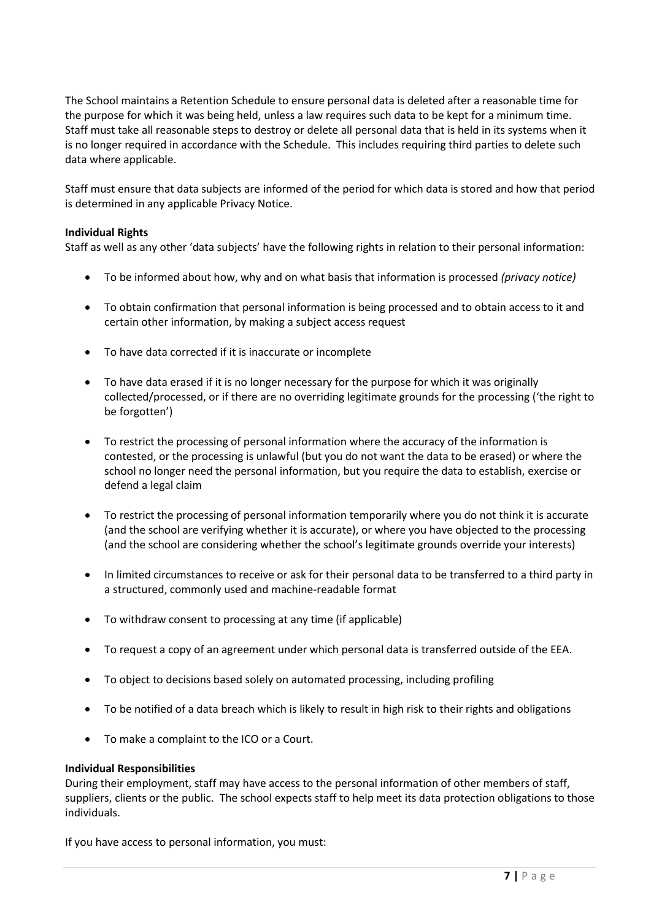The School maintains a Retention Schedule to ensure personal data is deleted after a reasonable time for the purpose for which it was being held, unless a law requires such data to be kept for a minimum time. Staff must take all reasonable steps to destroy or delete all personal data that is held in its systems when it is no longer required in accordance with the Schedule. This includes requiring third parties to delete such data where applicable.

Staff must ensure that data subjects are informed of the period for which data is stored and how that period is determined in any applicable Privacy Notice.

**Individual Rights**
Staff as well as any other 'data subjects' have the following rights in relation to their personal information:

- To be informed about how, why and on what basis that information is processed *(privacy notice)*
- To obtain confirmation that personal information is being processed and to obtain access to it and certain other information, by making a subject access request
- To have data corrected if it is inaccurate or incomplete
- To have data erased if it is no longer necessary for the purpose for which it was originally collected/processed, or if there are no overriding legitimate grounds for the processing ('the right to be forgotten')
- To restrict the processing of personal information where the accuracy of the information is contested, or the processing is unlawful (but you do not want the data to be erased) or where the school no longer need the personal information, but you require the data to establish, exercise or defend a legal claim
- To restrict the processing of personal information temporarily where you do not think it is accurate (and the school are verifying whether it is accurate), or where you have objected to the processing (and the school are considering whether the school's legitimate grounds override your interests)
- In limited circumstances to receive or ask for their personal data to be transferred to a third party in a structured, commonly used and machine-readable format
- To withdraw consent to processing at any time (if applicable)
- To request a copy of an agreement under which personal data is transferred outside of the EEA.
- To object to decisions based solely on automated processing, including profiling
- To be notified of a data breach which is likely to result in high risk to their rights and obligations
- To make a complaint to the ICO or a Court.

**Individual Responsibilities**
During their employment, staff may have access to the personal information of other members of staff, suppliers, clients or the public. The school expects staff to help meet its data protection obligations to those individuals.

If you have access to personal information, you must: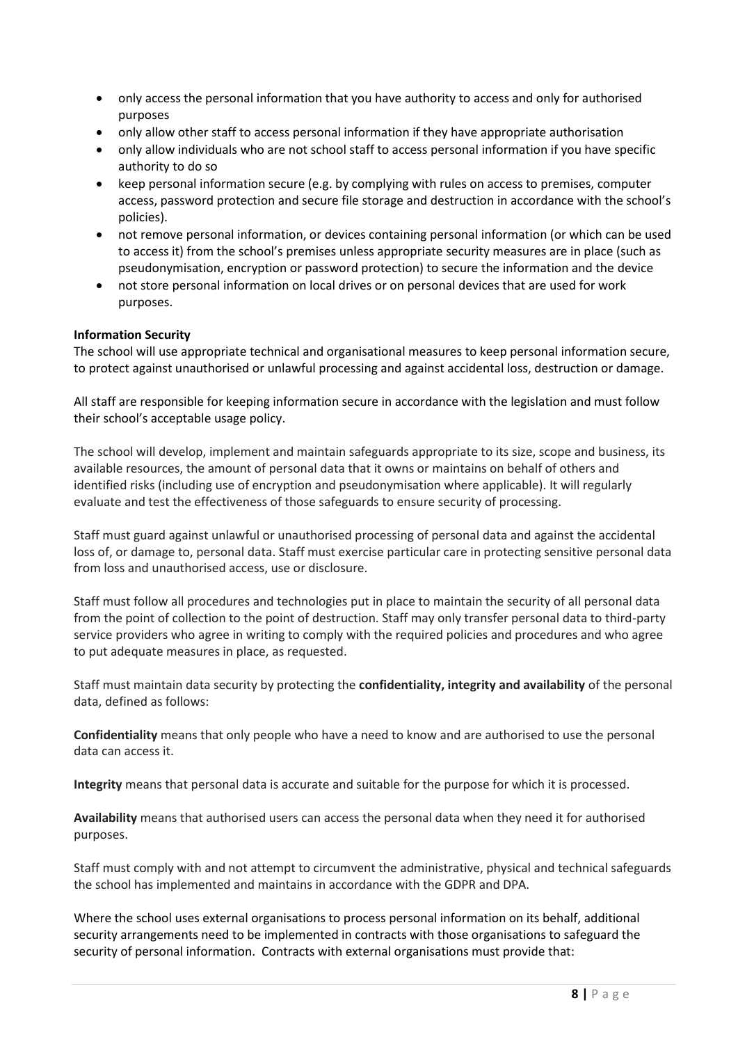- only access the personal information that you have authority to access and only for authorised purposes
- only allow other staff to access personal information if they have appropriate authorisation
- only allow individuals who are not school staff to access personal information if you have specific authority to do so
- keep personal information secure (e.g. by complying with rules on access to premises, computer access, password protection and secure file storage and destruction in accordance with the school's policies).
- not remove personal information, or devices containing personal information (or which can be used to access it) from the school's premises unless appropriate security measures are in place (such as pseudonymisation, encryption or password protection) to secure the information and the device
- not store personal information on local drives or on personal devices that are used for work purposes.

**Information Security**

The school will use appropriate technical and organisational measures to keep personal information secure, to protect against unauthorised or unlawful processing and against accidental loss, destruction or damage.

All staff are responsible for keeping information secure in accordance with the legislation and must follow their school's acceptable usage policy.

The school will develop, implement and maintain safeguards appropriate to its size, scope and business, its available resources, the amount of personal data that it owns or maintains on behalf of others and identified risks (including use of encryption and pseudonymisation where applicable). It will regularly evaluate and test the effectiveness of those safeguards to ensure security of processing.

Staff must guard against unlawful or unauthorised processing of personal data and against the accidental loss of, or damage to, personal data. Staff must exercise particular care in protecting sensitive personal data from loss and unauthorised access, use or disclosure.

Staff must follow all procedures and technologies put in place to maintain the security of all personal data from the point of collection to the point of destruction. Staff may only transfer personal data to third-party service providers who agree in writing to comply with the required policies and procedures and who agree to put adequate measures in place, as requested.

Staff must maintain data security by protecting the **confidentiality, integrity and availability** of the personal data, defined as follows:

**Confidentiality** means that only people who have a need to know and are authorised to use the personal data can access it.

**Integrity** means that personal data is accurate and suitable for the purpose for which it is processed.

**Availability** means that authorised users can access the personal data when they need it for authorised purposes.

Staff must comply with and not attempt to circumvent the administrative, physical and technical safeguards the school has implemented and maintains in accordance with the GDPR and DPA.

Where the school uses external organisations to process personal information on its behalf, additional security arrangements need to be implemented in contracts with those organisations to safeguard the security of personal information. Contracts with external organisations must provide that: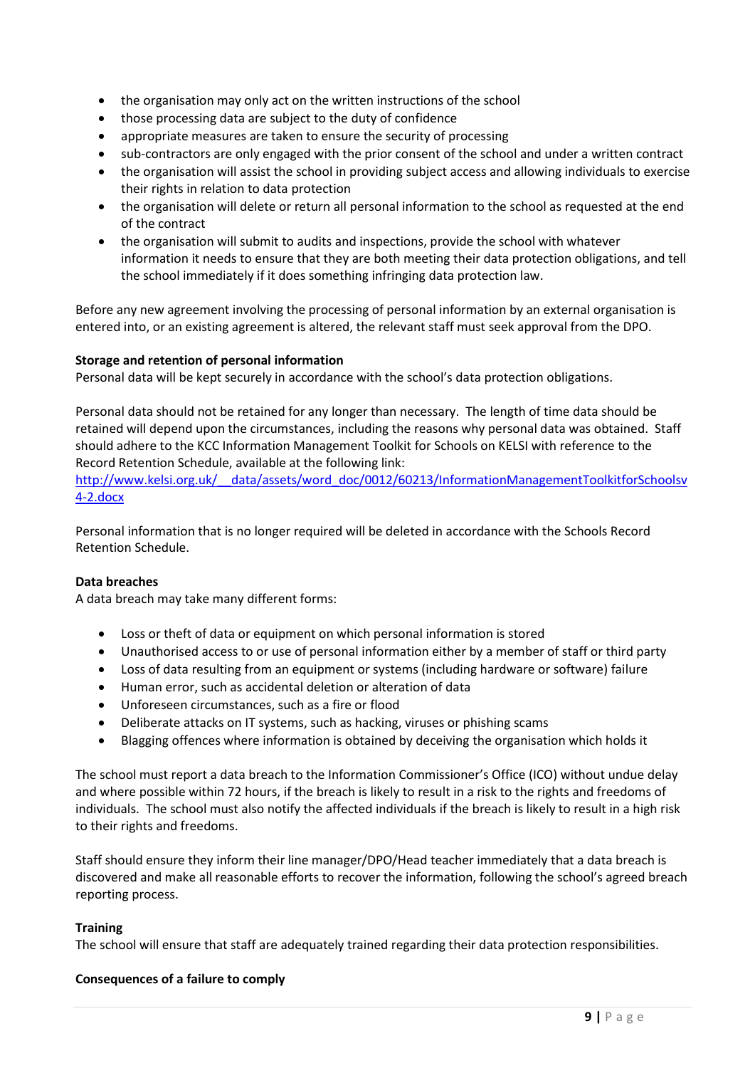- the organisation may only act on the written instructions of the school
- those processing data are subject to the duty of confidence
- appropriate measures are taken to ensure the security of processing
- sub-contractors are only engaged with the prior consent of the school and under a written contract
- the organisation will assist the school in providing subject access and allowing individuals to exercise their rights in relation to data protection
- the organisation will delete or return all personal information to the school as requested at the end of the contract
- the organisation will submit to audits and inspections, provide the school with whatever information it needs to ensure that they are both meeting their data protection obligations, and tell the school immediately if it does something infringing data protection law.

Before any new agreement involving the processing of personal information by an external organisation is entered into, or an existing agreement is altered, the relevant staff must seek approval from the DPO.

**Storage and retention of personal information**

Personal data will be kept securely in accordance with the school's data protection obligations.

Personal data should not be retained for any longer than necessary. The length of time data should be retained will depend upon the circumstances, including the reasons why personal data was obtained. Staff should adhere to the KCC Information Management Toolkit for Schools on KELSI with reference to the Record Retention Schedule, available at the following link:
[http://www.kelsi.org.uk/__data/assets/word_doc/0012/60213/InformationManagementToolkitforSchoolsv4-2.docx](http://www.kelsi.org.uk/__data/assets/word_doc/0012/60213/InformationManagementToolkitforSchoolsv4-2.docx)

Personal information that is no longer required will be deleted in accordance with the Schools Record Retention Schedule.

**Data breaches**

A data breach may take many different forms:

- Loss or theft of data or equipment on which personal information is stored
- Unauthorised access to or use of personal information either by a member of staff or third party
- Loss of data resulting from an equipment or systems (including hardware or software) failure
- Human error, such as accidental deletion or alteration of data
- Unforeseen circumstances, such as a fire or flood
- Deliberate attacks on IT systems, such as hacking, viruses or phishing scams
- Blagging offences where information is obtained by deceiving the organisation which holds it

The school must report a data breach to the Information Commissioner's Office (ICO) without undue delay and where possible within 72 hours, if the breach is likely to result in a risk to the rights and freedoms of individuals. The school must also notify the affected individuals if the breach is likely to result in a high risk to their rights and freedoms.

Staff should ensure they inform their line manager/DPO/Head teacher immediately that a data breach is discovered and make all reasonable efforts to recover the information, following the school's agreed breach reporting process.

**Training**

The school will ensure that staff are adequately trained regarding their data protection responsibilities.

**Consequences of a failure to comply**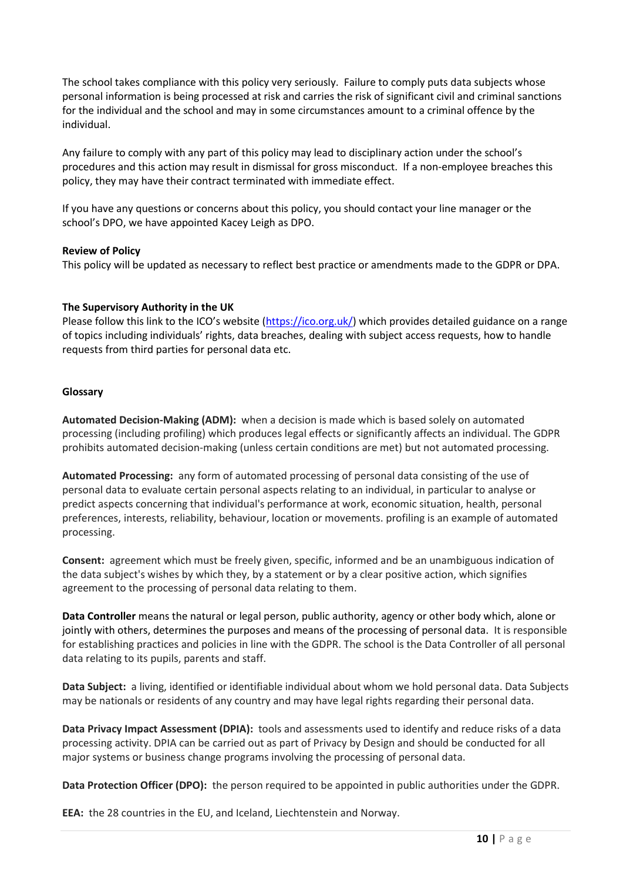The school takes compliance with this policy very seriously. Failure to comply puts data subjects whose personal information is being processed at risk and carries the risk of significant civil and criminal sanctions for the individual and the school and may in some circumstances amount to a criminal offence by the individual.

Any failure to comply with any part of this policy may lead to disciplinary action under the school's procedures and this action may result in dismissal for gross misconduct. If a non-employee breaches this policy, they may have their contract terminated with immediate effect.

If you have any questions or concerns about this policy, you should contact your line manager or the school's DPO, we have appointed Kacey Leigh as DPO.

**Review of Policy**

This policy will be updated as necessary to reflect best practice or amendments made to the GDPR or DPA.

**The Supervisory Authority in the UK**

Please follow this link to the ICO's website (https://ico.org.uk/) which provides detailed guidance on a range of topics including individuals' rights, data breaches, dealing with subject access requests, how to handle requests from third parties for personal data etc.

**Glossary**

**Automated Decision-Making (ADM):** when a decision is made which is based solely on automated processing (including profiling) which produces legal effects or significantly affects an individual. The GDPR prohibits automated decision-making (unless certain conditions are met) but not automated processing.

**Automated Processing:** any form of automated processing of personal data consisting of the use of personal data to evaluate certain personal aspects relating to an individual, in particular to analyse or predict aspects concerning that individual's performance at work, economic situation, health, personal preferences, interests, reliability, behaviour, location or movements. profiling is an example of automated processing.

**Consent:** agreement which must be freely given, specific, informed and be an unambiguous indication of the data subject's wishes by which they, by a statement or by a clear positive action, which signifies agreement to the processing of personal data relating to them.

**Data Controller** means the natural or legal person, public authority, agency or other body which, alone or jointly with others, determines the purposes and means of the processing of personal data. It is responsible for establishing practices and policies in line with the GDPR. The school is the Data Controller of all personal data relating to its pupils, parents and staff.

**Data Subject:** a living, identified or identifiable individual about whom we hold personal data. Data Subjects may be nationals or residents of any country and may have legal rights regarding their personal data.

**Data Privacy Impact Assessment (DPIA):** tools and assessments used to identify and reduce risks of a data processing activity. DPIA can be carried out as part of Privacy by Design and should be conducted for all major systems or business change programs involving the processing of personal data.

**Data Protection Officer (DPO):** the person required to be appointed in public authorities under the GDPR.

**EEA:** the 28 countries in the EU, and Iceland, Liechtenstein and Norway.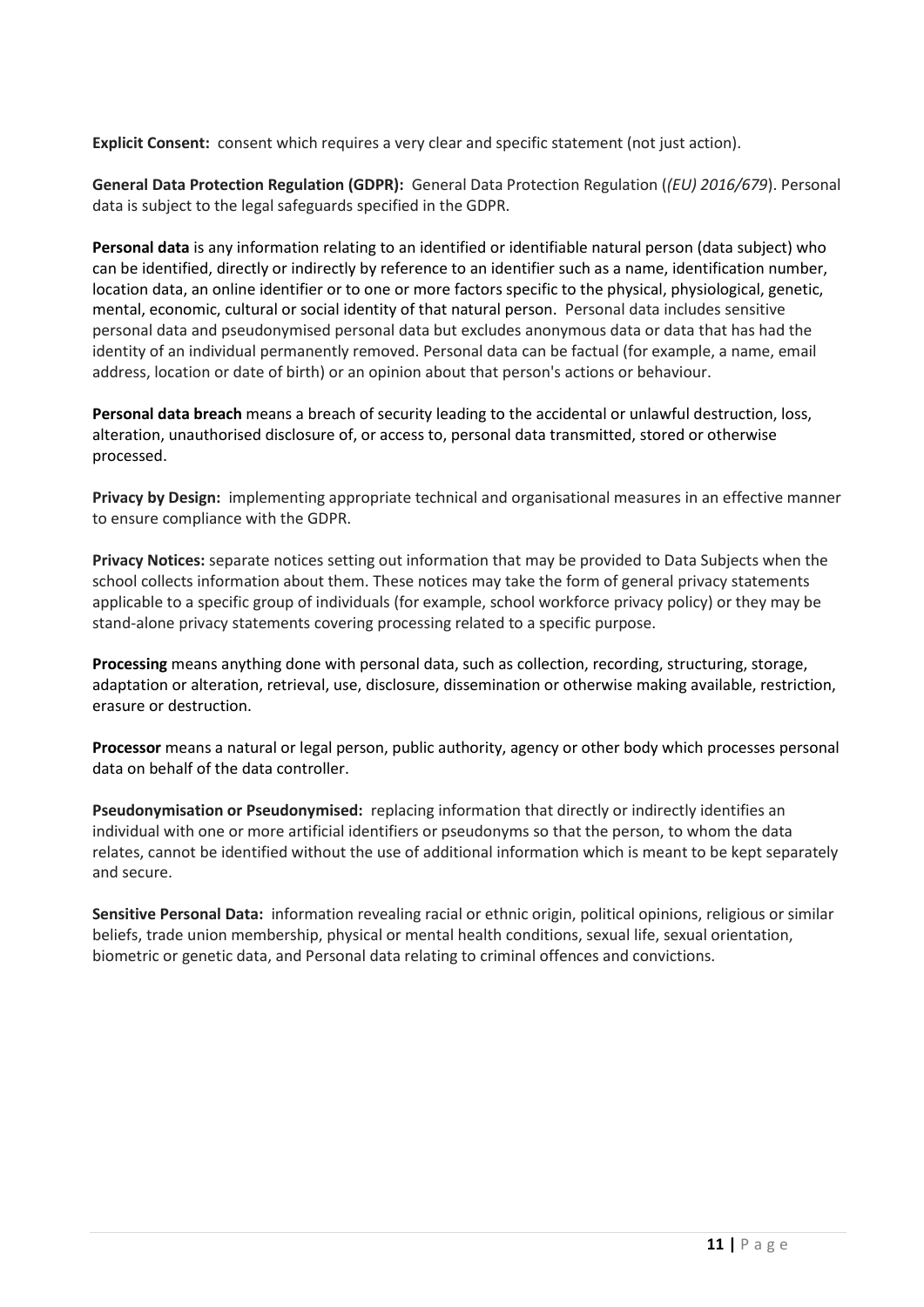**Explicit Consent:** consent which requires a very clear and specific statement (not just action).

**General Data Protection Regulation (GDPR):** General Data Protection Regulation (*(EU) 2016/679*). Personal data is subject to the legal safeguards specified in the GDPR.

**Personal data** is any information relating to an identified or identifiable natural person (data subject) who can be identified, directly or indirectly by reference to an identifier such as a name, identification number, location data, an online identifier or to one or more factors specific to the physical, physiological, genetic, mental, economic, cultural or social identity of that natural person. Personal data includes sensitive personal data and pseudonymised personal data but excludes anonymous data or data that has had the identity of an individual permanently removed. Personal data can be factual (for example, a name, email address, location or date of birth) or an opinion about that person's actions or behaviour.

**Personal data breach** means a breach of security leading to the accidental or unlawful destruction, loss, alteration, unauthorised disclosure of, or access to, personal data transmitted, stored or otherwise processed.

**Privacy by Design:** implementing appropriate technical and organisational measures in an effective manner to ensure compliance with the GDPR.

**Privacy Notices:** separate notices setting out information that may be provided to Data Subjects when the school collects information about them. These notices may take the form of general privacy statements applicable to a specific group of individuals (for example, school workforce privacy policy) or they may be stand-alone privacy statements covering processing related to a specific purpose.

**Processing** means anything done with personal data, such as collection, recording, structuring, storage, adaptation or alteration, retrieval, use, disclosure, dissemination or otherwise making available, restriction, erasure or destruction.

**Processor** means a natural or legal person, public authority, agency or other body which processes personal data on behalf of the data controller.

**Pseudonymisation or Pseudonymised:** replacing information that directly or indirectly identifies an individual with one or more artificial identifiers or pseudonyms so that the person, to whom the data relates, cannot be identified without the use of additional information which is meant to be kept separately and secure.

**Sensitive Personal Data:** information revealing racial or ethnic origin, political opinions, religious or similar beliefs, trade union membership, physical or mental health conditions, sexual life, sexual orientation, biometric or genetic data, and Personal data relating to criminal offences and convictions.